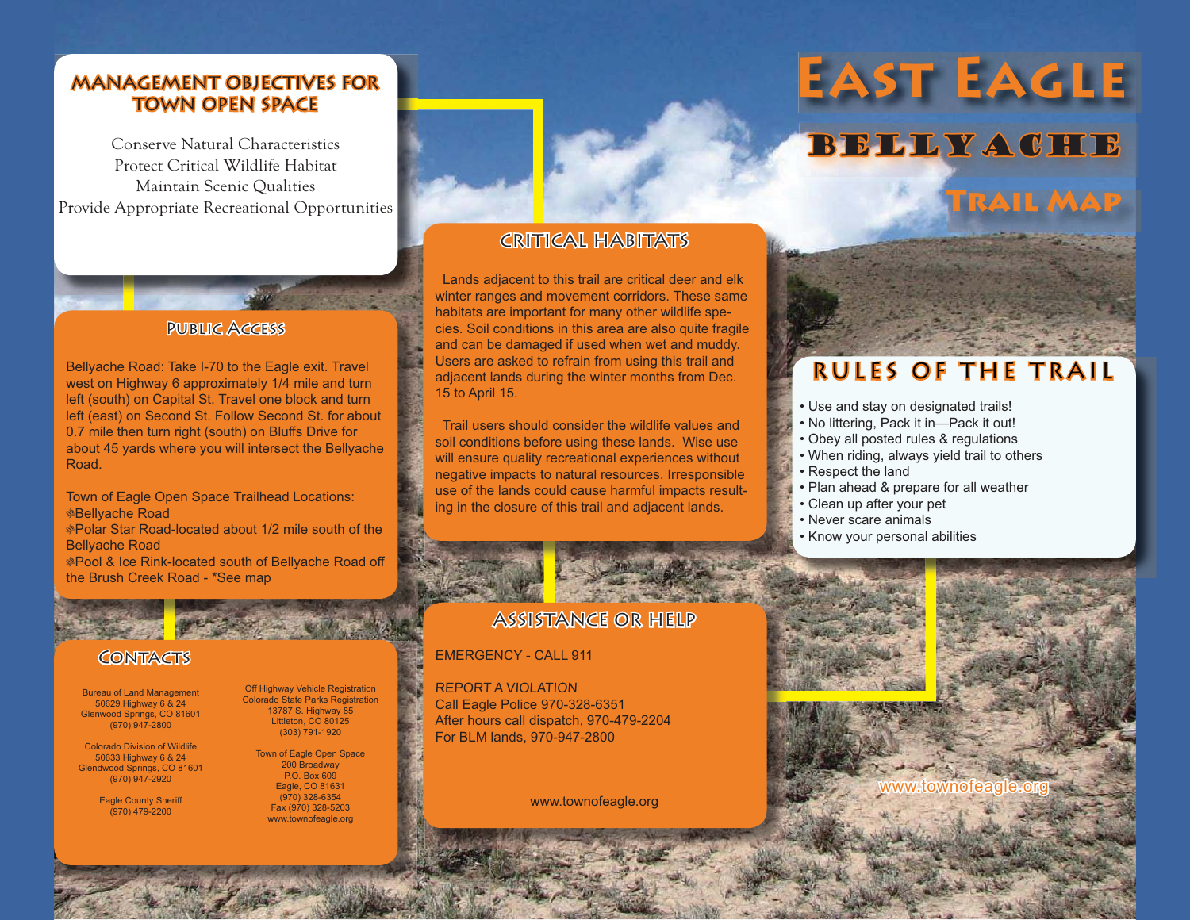# East Eagle Bellyache Trail Map

## Management Objectives for Town Open Space

Conserve Natural Characteristics
Protect Critical Wildlife Habitat
Maintain Scenic Qualities
Provide Appropriate Recreational Opportunities

## Public Access

Bellyache Road: Take I-70 to the Eagle exit. Travel west on Highway 6 approximately 1/4 mile and turn left (south) on Capital St. Travel one block and turn left (east) on Second St. Follow Second St. for about 0.7 mile then turn right (south) on Bluffs Drive for about 45 yards where you will intersect the Bellyache Road.

Town of Eagle Open Space Trailhead Locations:

- Bellyache Road
- Polar Star Road-located about 1/2 mile south of the Bellyache Road
- Pool & Ice Rink-located south of Bellyache Road off the Brush Creek Road - *See map

## Contacts

Bureau of Land Management
50629 Highway 6 & 24
Glenwood Springs, CO 81601
(970) 947-2800

Colorado Division of Wildlife
50633 Highway 6 & 24
Glendwood Springs, CO 81601
(970) 947-2920

Eagle County Sheriff
(970) 479-2200

Off Highway Vehicle Registration
Colorado State Parks Registration
13787 S. Highway 85
Littleton, CO 80125
(303) 791-1920

Town of Eagle Open Space
200 Broadway
P.O. Box 609
Eagle, CO 81631
(970) 328-6354
Fax (970) 328-5203
www.townofeagle.org

## Critical Habitats

Lands adjacent to this trail are critical deer and elk winter ranges and movement corridors. These same habitats are important for many other wildlife species. Soil conditions in this area are also quite fragile and can be damaged if used when wet and muddy. Users are asked to refrain from using this trail and adjacent lands during the winter months from Dec. 15 to April 15.

Trail users should consider the wildlife values and soil conditions before using these lands. Wise use will ensure quality recreational experiences without negative impacts to natural resources. Irresponsible use of the lands could cause harmful impacts resulting in the closure of this trail and adjacent lands.

## Assistance or Help

EMERGENCY - CALL 911

REPORT A VIOLATION
Call Eagle Police 970-328-6351
After hours call dispatch, 970-479-2204
For BLM lands, 970-947-2800

www.townofeagle.org

## Rules of the Trail

- Use and stay on designated trails!
- No littering, Pack it in—Pack it out!
- Obey all posted rules & regulations
- When riding, always yield trail to others
- Respect the land
- Plan ahead & prepare for all weather
- Clean up after your pet
- Never scare animals
- Know your personal abilities

www.townofeagle.org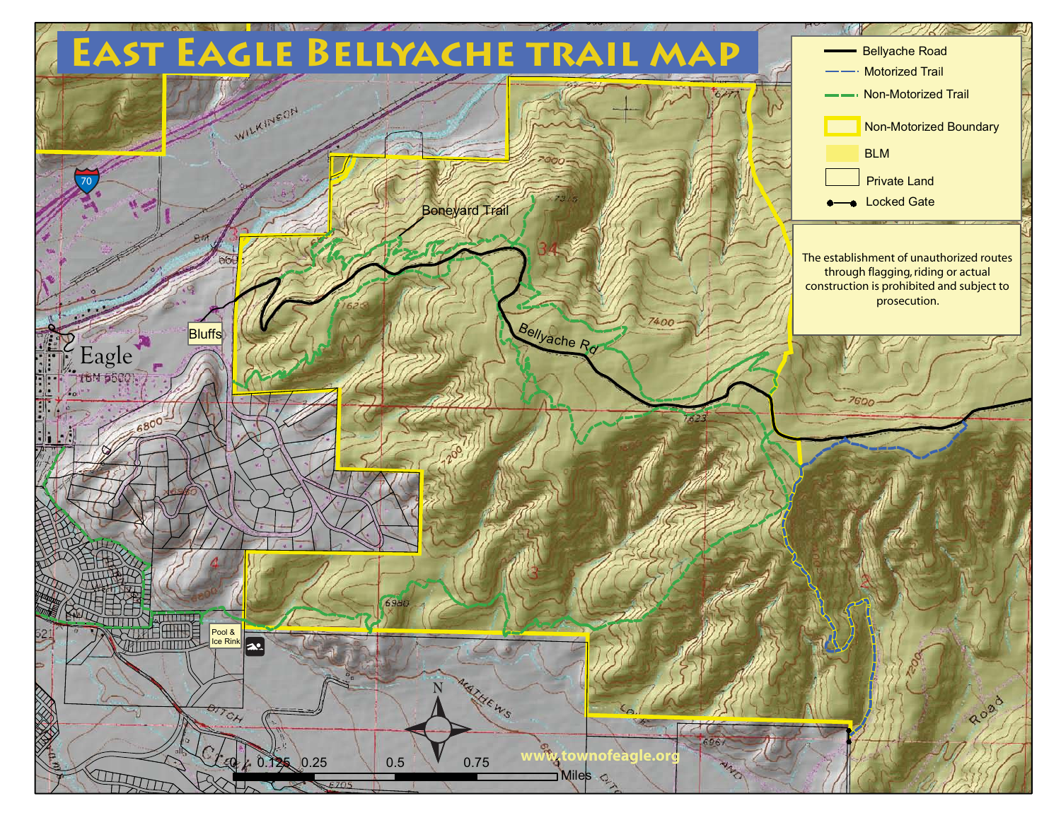# East Eagle Bellyache Trail Map

- Bellyache Road
- Motorized Trail
- Non-Motorized Trail
- Non-Motorized Boundary
- BLM
- Private Land
- Locked Gate

The establishment of unauthorized routes through flagging, riding or actual construction is prohibited and subject to prosecution.

Boneyard Trail

Bellyache Rd

Bluffs

Eagle

Pool & Ice Rink

WILKINSON

70

34

3

4

2

7000

7315

7623

7400

7600

7623

6800

6800

6980

6967

7200

6477

Road

MATHEWS

DITCH

N

0 0.125 0.25 0.5 0.75 Miles

www.townofeagle.org